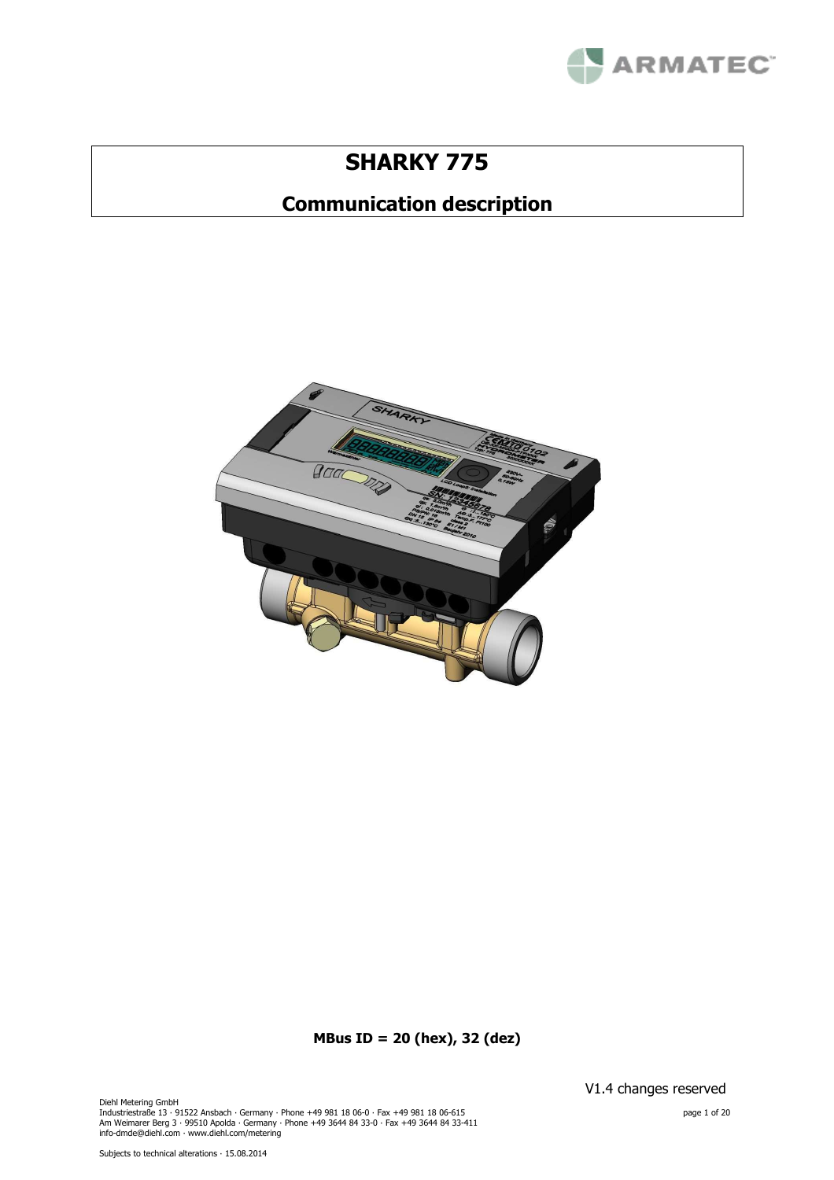# SHARKY 775

## Communication description

**MBus ID = 20 (hex), 32 (dez)**

V1.4 changes reserved

Diehl Metering GmbH
Industriestraße 13 · 91522 Ansbach · Germany · Phone +49 981 18 06-0 · Fax +49 981 18 06-615
Am Weimarer Berg 3 · 99510 Apolda · Germany · Phone +49 3644 84 33-0 · Fax +49 3644 84 33-411
info-dmde@diehl.com · www.diehl.com/metering

Subjects to technical alterations · 15.08.2014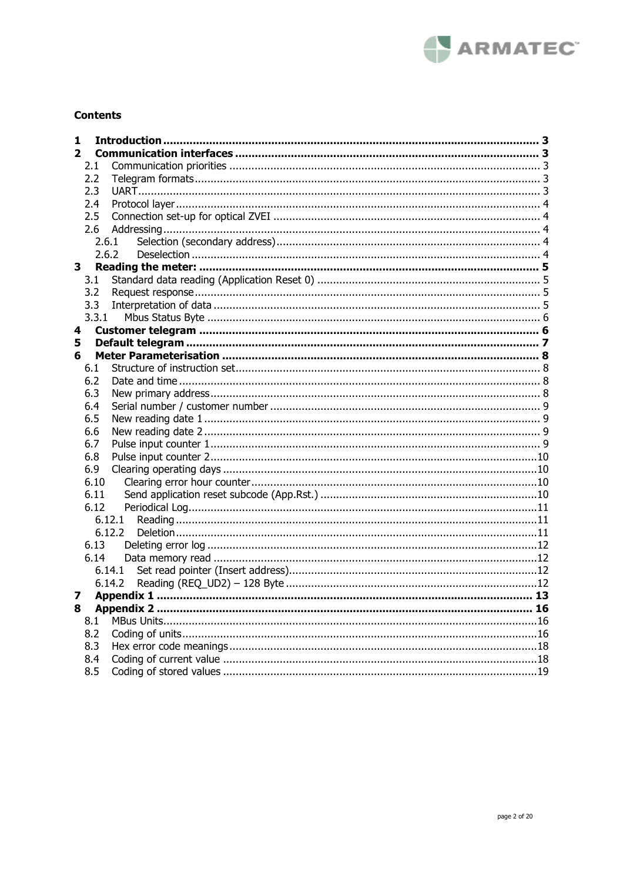**Contents**

| | | |
|---|---|---|
| **1** | **Introduction** | **3** |
| **2** | **Communication interfaces** | **3** |
| 2.1 | Communication priorities | 3 |
| 2.2 | Telegram formats | 3 |
| 2.3 | UART | 3 |
| 2.4 | Protocol layer | 4 |
| 2.5 | Connection set-up for optical ZVEI | 4 |
| 2.6 | Addressing | 4 |
| 2.6.1 | Selection (secondary address) | 4 |
| 2.6.2 | Deselection | 4 |
| **3** | **Reading the meter:** | **5** |
| 3.1 | Standard data reading (Application Reset 0) | 5 |
| 3.2 | Request response | 5 |
| 3.3 | Interpretation of data | 5 |
| 3.3.1 | Mbus Status Byte | 6 |
| **4** | **Customer telegram** | **6** |
| **5** | **Default telegram** | **7** |
| **6** | **Meter Parameterisation** | **8** |
| 6.1 | Structure of instruction set | 8 |
| 6.2 | Date and time | 8 |
| 6.3 | New primary address | 8 |
| 6.4 | Serial number / customer number | 9 |
| 6.5 | New reading date 1 | 9 |
| 6.6 | New reading date 2 | 9 |
| 6.7 | Pulse input counter 1 | 9 |
| 6.8 | Pulse input counter 2 | 10 |
| 6.9 | Clearing operating days | 10 |
| 6.10 | Clearing error hour counter | 10 |
| 6.11 | Send application reset subcode (App.Rst.) | 10 |
| 6.12 | Periodical Log | 11 |
| 6.12.1 | Reading | 11 |
| 6.12.2 | Deletion | 11 |
| 6.13 | Deleting error log | 12 |
| 6.14 | Data memory read | 12 |
| 6.14.1 | Set read pointer (Insert address) | 12 |
| 6.14.2 | Reading (REQ_UD2) – 128 Byte | 12 |
| **7** | **Appendix 1** | **13** |
| **8** | **Appendix 2** | **16** |
| 8.1 | MBus Units | 16 |
| 8.2 | Coding of units | 16 |
| 8.3 | Hex error code meanings | 18 |
| 8.4 | Coding of current value | 18 |
| 8.5 | Coding of stored values | 19 |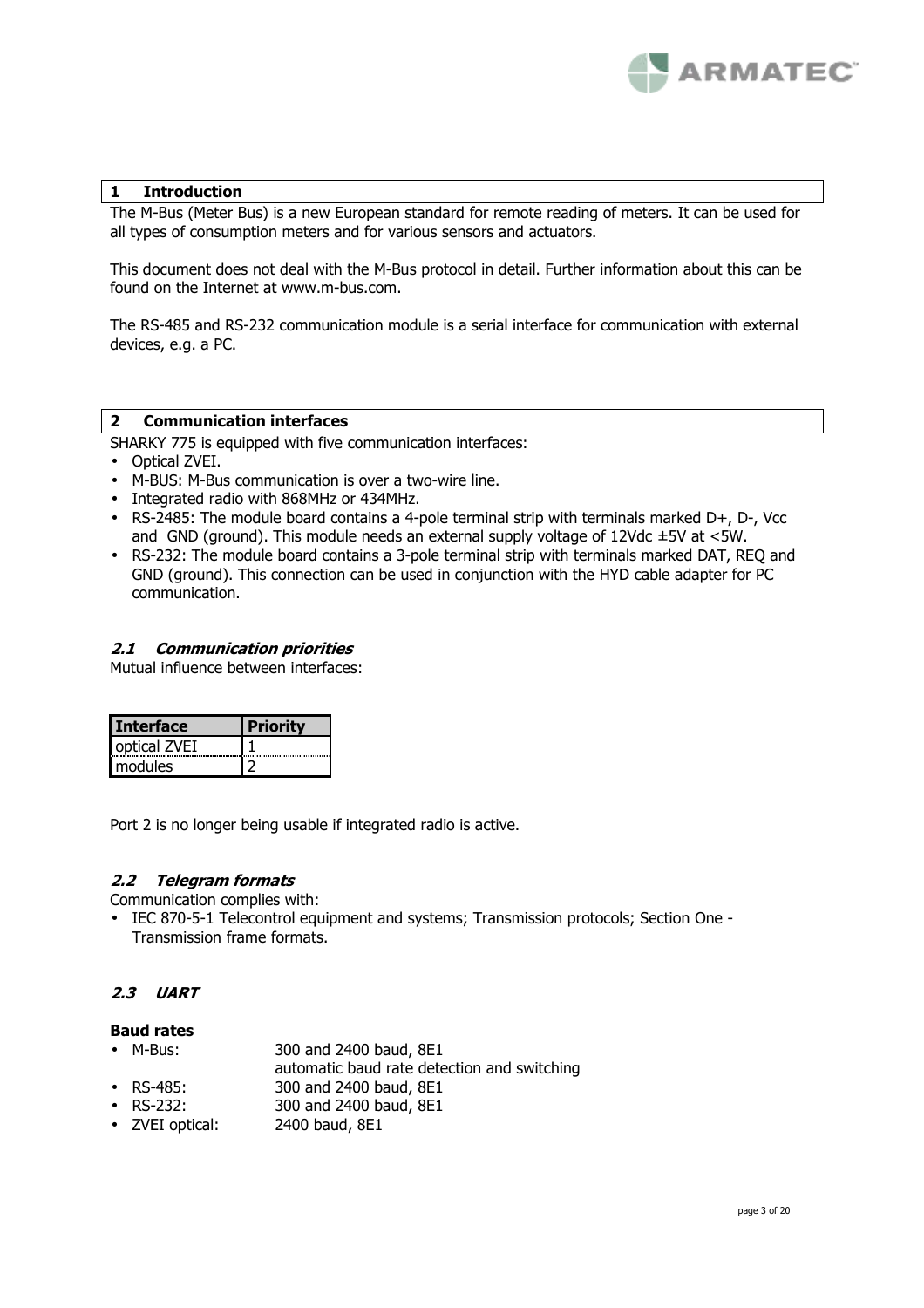## 1 Introduction

The M-Bus (Meter Bus) is a new European standard for remote reading of meters. It can be used for all types of consumption meters and for various sensors and actuators.

This document does not deal with the M-Bus protocol in detail. Further information about this can be found on the Internet at www.m-bus.com.

The RS-485 and RS-232 communication module is a serial interface for communication with external devices, e.g. a PC.

## 2 Communication interfaces

SHARKY 775 is equipped with five communication interfaces:

- Optical ZVEI.
- M-BUS: M-Bus communication is over a two-wire line.
- Integrated radio with 868MHz or 434MHz.
- RS-2485: The module board contains a 4-pole terminal strip with terminals marked D+, D-, Vcc and GND (ground). This module needs an external supply voltage of 12Vdc ±5V at <5W.
- RS-232: The module board contains a 3-pole terminal strip with terminals marked DAT, REQ and GND (ground). This connection can be used in conjunction with the HYD cable adapter for PC communication.

### *2.1 Communication priorities*

Mutual influence between interfaces:

| Interface | Priority |
|---|---|
| optical ZVEI | 1 |
| modules | 2 |

Port 2 is no longer being usable if integrated radio is active.

### *2.2 Telegram formats*

Communication complies with:

- IEC 870-5-1 Telecontrol equipment and systems; Transmission protocols; Section One - Transmission frame formats.

### *2.3 UART*

**Baud rates**

- M-Bus: 300 and 2400 baud, 8E1
  automatic baud rate detection and switching
- RS-485: 300 and 2400 baud, 8E1
- RS-232: 300 and 2400 baud, 8E1
- ZVEI optical: 2400 baud, 8E1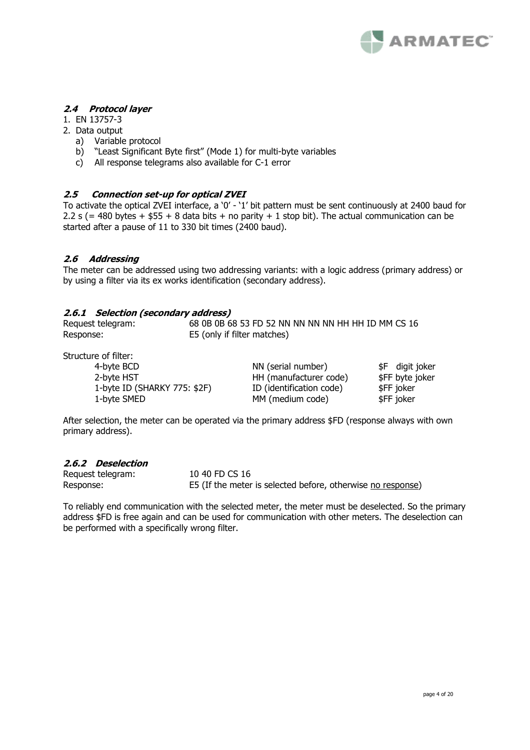## *2.4 Protocol layer*

1. EN 13757-3
2. Data output
   a) Variable protocol
   b) "Least Significant Byte first" (Mode 1) for multi-byte variables
   c) All response telegrams also available for C-1 error

## *2.5 Connection set-up for optical ZVEI*

To activate the optical ZVEI interface, a '0' - '1' bit pattern must be sent continuously at 2400 baud for 2.2 s (= 480 bytes + $55 + 8 data bits + no parity + 1 stop bit). The actual communication can be started after a pause of 11 to 330 bit times (2400 baud).

## *2.6 Addressing*

The meter can be addressed using two addressing variants: with a logic address (primary address) or by using a filter via its ex works identification (secondary address).

### *2.6.1 Selection (secondary address)*

| | |
|---|---|
| Request telegram: | 68 0B 0B 68 53 FD 52 NN NN NN NN HH HH ID MM CS 16 |
| Response: | E5 (only if filter matches) |

Structure of filter:

| | | |
|---|---|---|
| 4-byte BCD | NN (serial number) | $F digit joker |
| 2-byte HST | HH (manufacturer code) | $FF byte joker |
| 1-byte ID (SHARKY 775: $2F) | ID (identification code) | $FF joker |
| 1-byte SMED | MM (medium code) | $FF joker |

After selection, the meter can be operated via the primary address $FD (response always with own primary address).

### *2.6.2 Deselection*

| | |
|---|---|
| Request telegram: | 10 40 FD CS 16 |
| Response: | E5 (If the meter is selected before, otherwise no response) |

To reliably end communication with the selected meter, the meter must be deselected. So the primary address $FD is free again and can be used for communication with other meters. The deselection can be performed with a specifically wrong filter.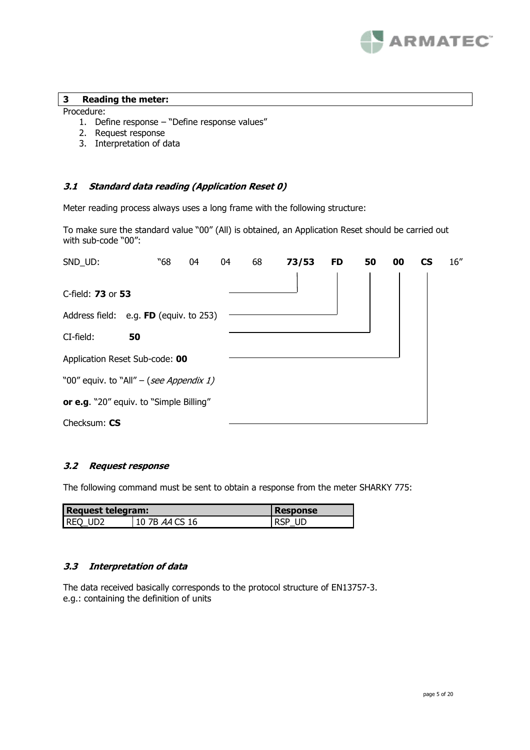## 3 Reading the meter:

Procedure:

1. Define response – "Define response values"
2. Request response
3. Interpretation of data

### *3.1 Standard data reading (Application Reset 0)*

Meter reading process always uses a long frame with the following structure:

To make sure the standard value "00" (All) is obtained, an Application Reset should be carried out with sub-code "00":

SND_UD: "68 04 04 68 **73/53** **FD** **50** **00** **CS** 16"

C-field: **73** or **53**

Address field: e.g. **FD** (equiv. to 253)

CI-field: **50**

Application Reset Sub-code: **00**

"00" equiv. to "All" – (*see Appendix 1)*

**or e.g**. "20" equiv. to "Simple Billing"

Checksum: **CS**

### *3.2 Request response*

The following command must be sent to obtain a response from the meter SHARKY 775:

| Request telegram: | | Response |
|---|---|---|
| REQ_UD2 | 10 7B *AA* CS 16 | RSP_UD |

### *3.3 Interpretation of data*

The data received basically corresponds to the protocol structure of EN13757-3.
e.g.: containing the definition of units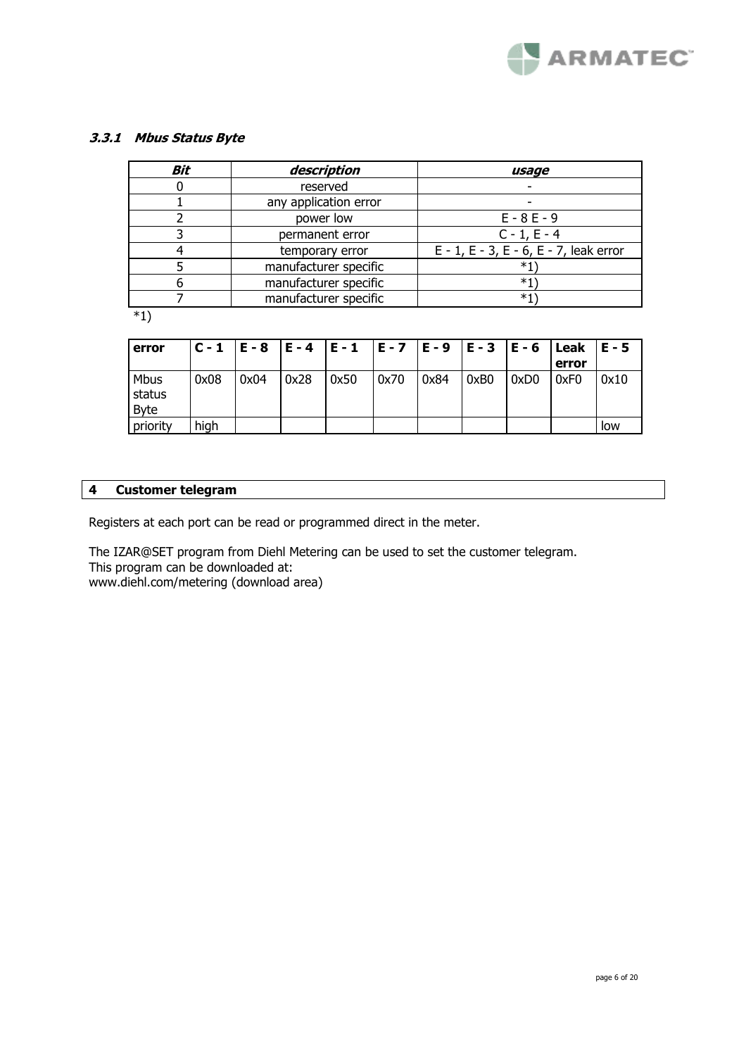### *3.3.1 Mbus Status Byte*

| *Bit* | *description* | *usage* |
|---|---|---|
| 0 | reserved | - |
| 1 | any application error | - |
| 2 | power low | E - 8 E - 9 |
| 3 | permanent error | C - 1, E - 4 |
| 4 | temporary error | E - 1, E - 3, E - 6, E - 7, leak error |
| 5 | manufacturer specific | *1) |
| 6 | manufacturer specific | *1) |
| 7 | manufacturer specific | *1) |

*1)

| **error** | **C - 1** | **E - 8** | **E - 4** | **E - 1** | **E - 7** | **E - 9** | **E - 3** | **E - 6** | **Leak error** | **E - 5** |
|---|---|---|---|---|---|---|---|---|---|---|
| Mbus status Byte | 0x08 | 0x04 | 0x28 | 0x50 | 0x70 | 0x84 | 0xB0 | 0xD0 | 0xF0 | 0x10 |
| priority | high | | | | | | | | | low |

## 4 Customer telegram

Registers at each port can be read or programmed direct in the meter.

The IZAR@SET program from Diehl Metering can be used to set the customer telegram.
This program can be downloaded at:
www.diehl.com/metering (download area)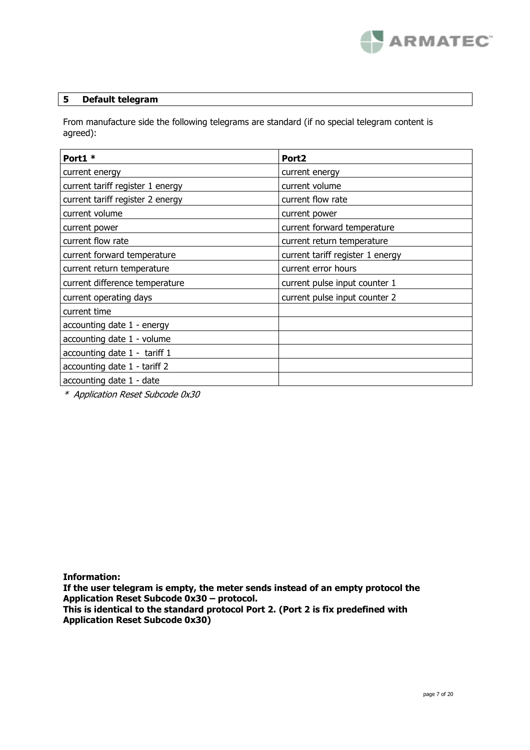## 5 Default telegram

From manufacture side the following telegrams are standard (if no special telegram content is agreed):

| Port1 * | Port2 |
|---|---|
| current energy | current energy |
| current tariff register 1 energy | current volume |
| current tariff register 2 energy | current flow rate |
| current volume | current power |
| current power | current forward temperature |
| current flow rate | current return temperature |
| current forward temperature | current tariff register 1 energy |
| current return temperature | current error hours |
| current difference temperature | current pulse input counter 1 |
| current operating days | current pulse input counter 2 |
| current time | |
| accounting date 1 - energy | |
| accounting date 1 - volume | |
| accounting date 1 - tariff 1 | |
| accounting date 1 - tariff 2 | |
| accounting date 1 - date | |

*\* Application Reset Subcode 0x30*

**Information:**
**If the user telegram is empty, the meter sends instead of an empty protocol the Application Reset Subcode 0x30 – protocol.**
**This is identical to the standard protocol Port 2. (Port 2 is fix predefined with Application Reset Subcode 0x30)**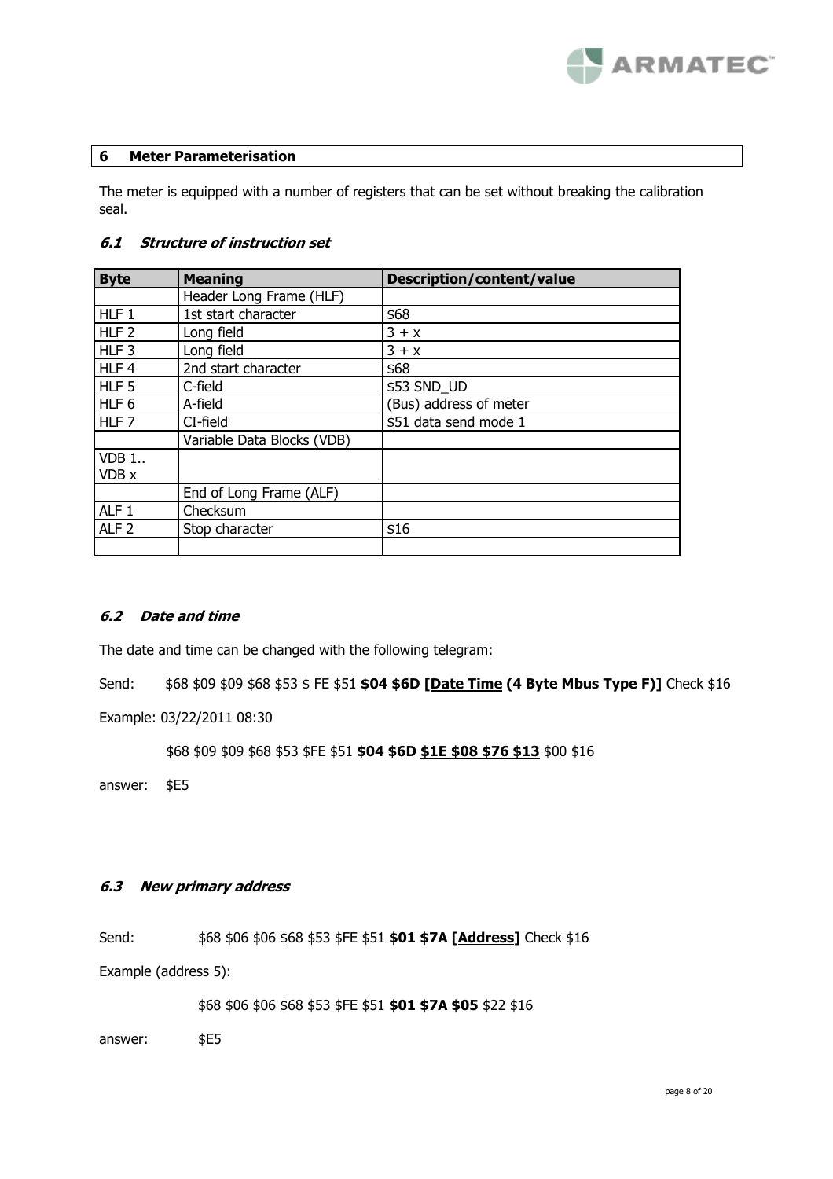## 6 Meter Parameterisation

The meter is equipped with a number of registers that can be set without breaking the calibration seal.

### *6.1 Structure of instruction set*

| Byte | Meaning | Description/content/value |
|---|---|---|
| | Header Long Frame (HLF) | |
| HLF 1 | 1st start character | $68 |
| HLF 2 | Long field | 3 + x |
| HLF 3 | Long field | 3 + x |
| HLF 4 | 2nd start character | $68 |
| HLF 5 | C-field | $53 SND_UD |
| HLF 6 | A-field | (Bus) address of meter |
| HLF 7 | CI-field | $51 data send mode 1 |
| | Variable Data Blocks (VDB) | |
| VDB 1.. VDB x | | |
| | End of Long Frame (ALF) | |
| ALF 1 | Checksum | |
| ALF 2 | Stop character | $16 |
| | | |

### *6.2 Date and time*

The date and time can be changed with the following telegram:

Send: $68 $09 $09 $68 $53 $ FE $51 **$04 $6D [Date Time (4 Byte Mbus Type F)]** Check $16

Example: 03/22/2011 08:30

$68 $09 $09 $68 $53 $FE $51 **$04 $6D $1E $08 $76 $13** $00 $16

answer: $E5

### *6.3 New primary address*

Send: $68 $06 $06 $68 $53 $FE $51 **$01 $7A [Address]** Check $16

Example (address 5):

$68 $06 $06 $68 $53 $FE $51 **$01 $7A $05** $22 $16

answer: $E5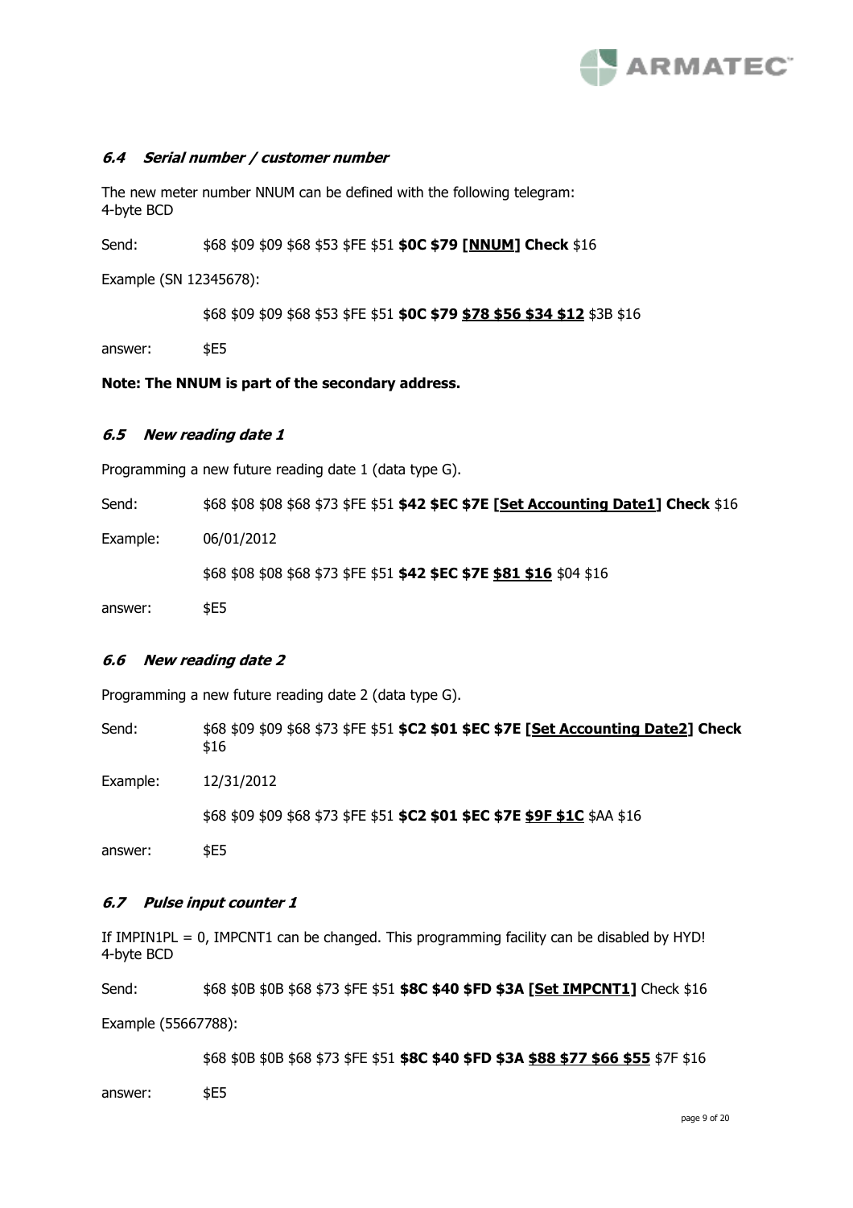### *6.4 Serial number / customer number*

The new meter number NNUM can be defined with the following telegram:
4-byte BCD

Send: $68 $09 $09 $68 $53 $FE $51 **$0C $79 [<u>NNUM</u>] Check** $16

Example (SN 12345678):

$68 $09 $09 $68 $53 $FE $51 **$0C $79 <u>$78 $56 $34 $12</u>** $3B $16

answer: $E5

**Note: The NNUM is part of the secondary address.**

### *6.5 New reading date 1*

Programming a new future reading date 1 (data type G).

Send: $68 $08 $08 $68 $73 $FE $51 **$42 $EC $7E [<u>Set Accounting Date1</u>] Check** $16

Example: 06/01/2012

$68 $08 $08 $68 $73 $FE $51 **$42 $EC $7E <u>$81 $16</u>** $04 $16

answer: $E5

### *6.6 New reading date 2*

Programming a new future reading date 2 (data type G).

Send: $68 $09 $09 $68 $73 $FE $51 **$C2 $01 $EC $7E [<u>Set Accounting Date2</u>] Check** $16

Example: 12/31/2012

$68 $09 $09 $68 $73 $FE $51 **$C2 $01 $EC $7E <u>$9F $1C</u>** $AA $16

answer: $E5

### *6.7 Pulse input counter 1*

If IMPIN1PL = 0, IMPCNT1 can be changed. This programming facility can be disabled by HYD!
4-byte BCD

Send: $68 $0B $0B $68 $73 $FE $51 **$8C $40 $FD $3A [<u>Set IMPCNT1</u>]** Check $16

Example (55667788):

$68 $0B $0B $68 $73 $FE $51 **$8C $40 $FD $3A <u>$88 $77 $66 $55</u>** $7F $16

answer: $E5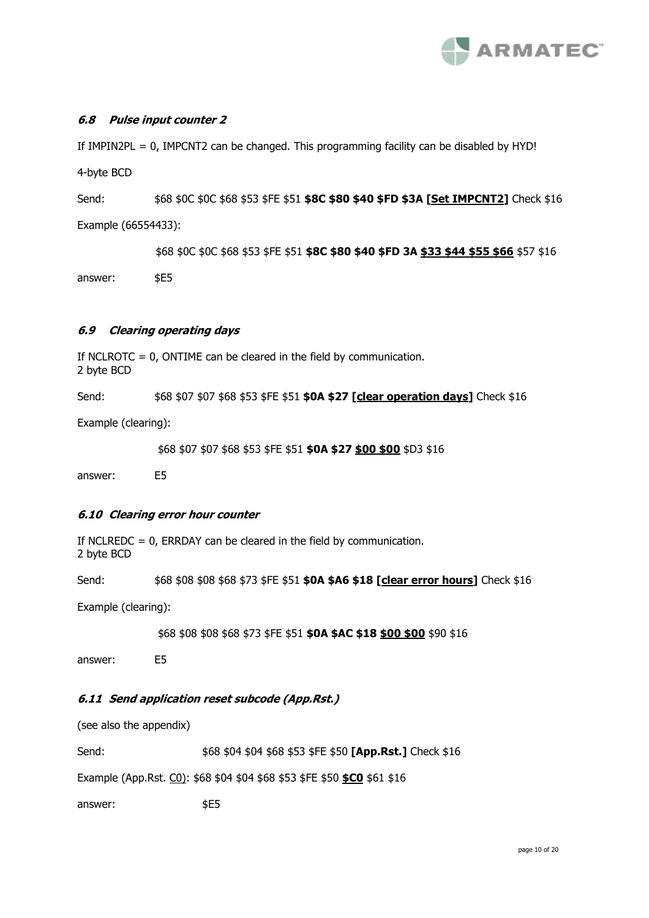### *6.8 Pulse input counter 2*

If IMPIN2PL = 0, IMPCNT2 can be changed. This programming facility can be disabled by HYD!

4-byte BCD

Send: $68 $0C $0C $68 $53 $FE $51 **$8C $80 $40 $FD $3A [Set IMPCNT2]** Check $16

Example (66554433):

$68 $0C $0C $68 $53 $FE $51 **$8C $80 $40 $FD 3A $33 $44 $55 $66** $57 $16

answer: $E5

### *6.9 Clearing operating days*

If NCLROTC = 0, ONTIME can be cleared in the field by communication.
2 byte BCD

Send: $68 $07 $07 $68 $53 $FE $51 **$0A $27 [clear operation days]** Check $16

Example (clearing):

$68 $07 $07 $68 $53 $FE $51 **$0A $27 $00 $00** $D3 $16

answer: E5

### *6.10 Clearing error hour counter*

If NCLREDC = 0, ERRDAY can be cleared in the field by communication.
2 byte BCD

Send: $68 $08 $08 $68 $73 $FE $51 **$0A $A6 $18 [clear error hours]** Check $16

Example (clearing):

$68 $08 $08 $68 $73 $FE $51 **$0A $AC $18 $00 $00** $90 $16

answer: E5

### *6.11 Send application reset subcode (App.Rst.)*

(see also the appendix)

Send: $68 $04 $04 $68 $53 $FE $50 **[App.Rst.]** Check $16

Example (App.Rst. C0): $68 $04 $04 $68 $53 $FE $50 **$C0** $61 $16

answer: $E5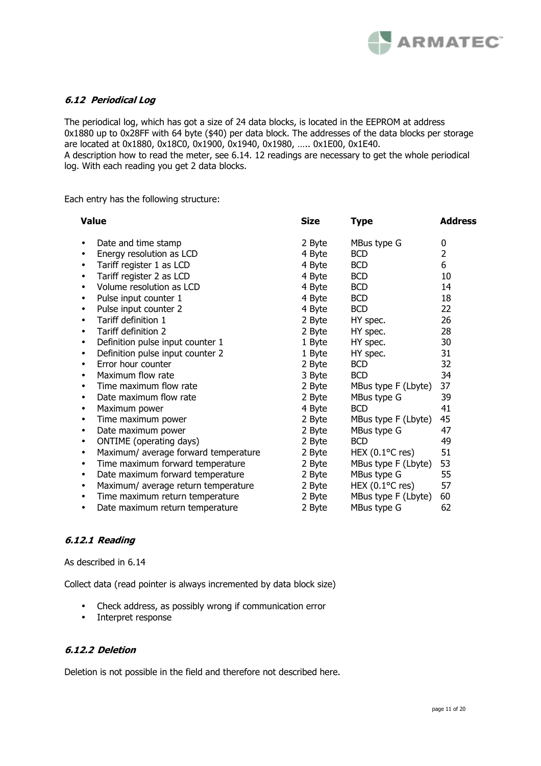### *6.12 Periodical Log*

The periodical log, which has got a size of 24 data blocks, is located in the EEPROM at address 0x1880 up to 0x28FF with 64 byte ($40) per data block. The addresses of the data blocks per storage are located at 0x1880, 0x18C0, 0x1900, 0x1940, 0x1980, ….. 0x1E00, 0x1E40.
A description how to read the meter, see 6.14. 12 readings are necessary to get the whole periodical log. With each reading you get 2 data blocks.

Each entry has the following structure:

| Value | Size | Type | Address |
|---|---|---|---|
| • Date and time stamp | 2 Byte | MBus type G | 0 |
| • Energy resolution as LCD | 4 Byte | BCD | 2 |
| • Tariff register 1 as LCD | 4 Byte | BCD | 6 |
| • Tariff register 2 as LCD | 4 Byte | BCD | 10 |
| • Volume resolution as LCD | 4 Byte | BCD | 14 |
| • Pulse input counter 1 | 4 Byte | BCD | 18 |
| • Pulse input counter 2 | 4 Byte | BCD | 22 |
| • Tariff definition 1 | 2 Byte | HY spec. | 26 |
| • Tariff definition 2 | 2 Byte | HY spec. | 28 |
| • Definition pulse input counter 1 | 1 Byte | HY spec. | 30 |
| • Definition pulse input counter 2 | 1 Byte | HY spec. | 31 |
| • Error hour counter | 2 Byte | BCD | 32 |
| • Maximum flow rate | 3 Byte | BCD | 34 |
| • Time maximum flow rate | 2 Byte | MBus type F (Lbyte) | 37 |
| • Date maximum flow rate | 2 Byte | MBus type G | 39 |
| • Maximum power | 4 Byte | BCD | 41 |
| • Time maximum power | 2 Byte | MBus type F (Lbyte) | 45 |
| • Date maximum power | 2 Byte | MBus type G | 47 |
| • ONTIME (operating days) | 2 Byte | BCD | 49 |
| • Maximum/ average forward temperature | 2 Byte | HEX (0.1°C res) | 51 |
| • Time maximum forward temperature | 2 Byte | MBus type F (Lbyte) | 53 |
| • Date maximum forward temperature | 2 Byte | MBus type G | 55 |
| • Maximum/ average return temperature | 2 Byte | HEX (0.1°C res) | 57 |
| • Time maximum return temperature | 2 Byte | MBus type F (Lbyte) | 60 |
| • Date maximum return temperature | 2 Byte | MBus type G | 62 |

#### *6.12.1 Reading*

As described in 6.14

Collect data (read pointer is always incremented by data block size)

- Check address, as possibly wrong if communication error
- Interpret response

#### *6.12.2 Deletion*

Deletion is not possible in the field and therefore not described here.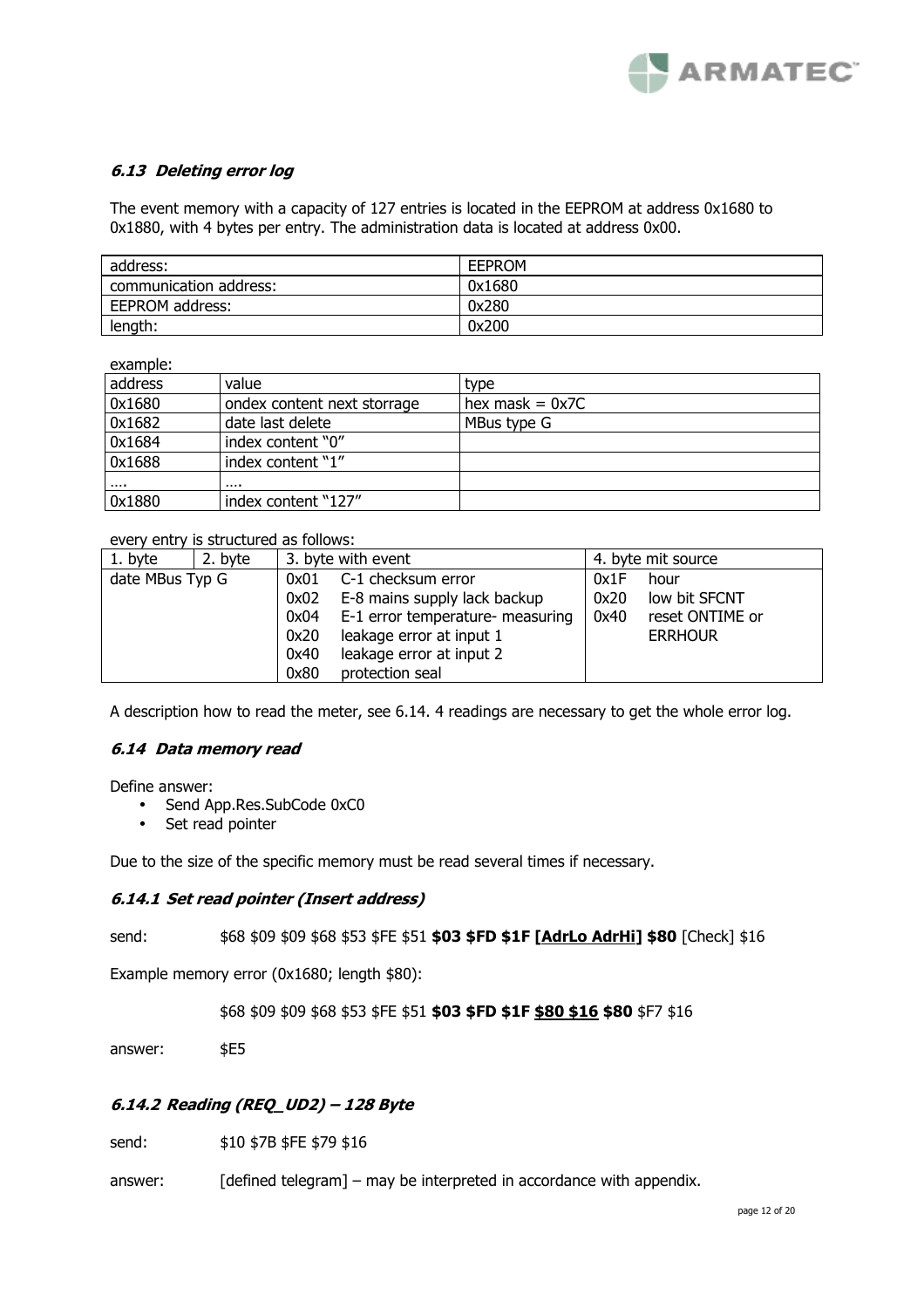### *6.13 Deleting error log*

The event memory with a capacity of 127 entries is located in the EEPROM at address 0x1680 to 0x1880, with 4 bytes per entry. The administration data is located at address 0x00.

| address: | EEPROM |
|---|---|
| communication address: | 0x1680 |
| EEPROM address: | 0x280 |
| length: | 0x200 |

example:

| address | value | type |
|---|---|---|
| 0x1680 | ondex content next storrage | hex mask = 0x7C |
| 0x1682 | date last delete | MBus type G |
| 0x1684 | index content "0" | |
| 0x1688 | index content "1" | |
| …. | …. | |
| 0x1880 | index content "127" | |

every entry is structured as follows:

| 1. byte | 2. byte | 3. byte with event | 4. byte mit source |
|---|---|---|---|
| date MBus Typ G | | 0x01 C-1 checksum error<br>0x02 E-8 mains supply lack backup<br>0x04 E-1 error temperature- measuring<br>0x20 leakage error at input 1<br>0x40 leakage error at input 2<br>0x80 protection seal | 0x1F hour<br>0x20 low bit SFCNT<br>0x40 reset ONTIME or ERRHOUR |

A description how to read the meter, see 6.14. 4 readings are necessary to get the whole error log.

### *6.14 Data memory read*

Define answer:

- Send App.Res.SubCode 0xC0
- Set read pointer

Due to the size of the specific memory must be read several times if necessary.

#### *6.14.1 Set read pointer (Insert address)*

send: $68 $09 $09 $68 $53 $FE $51 **$03 $FD $1F <u>[AdrLo AdrHi]</u> $80** [Check] $16

Example memory error (0x1680; length $80):

$68 $09 $09 $68 $53 $FE $51 **$03 $FD $1F <u>$80 $16</u> $80** $F7 $16

answer: $E5

#### *6.14.2 Reading (REQ_UD2) – 128 Byte*

send: $10 $7B $FE $79 $16

answer: [defined telegram] – may be interpreted in accordance with appendix.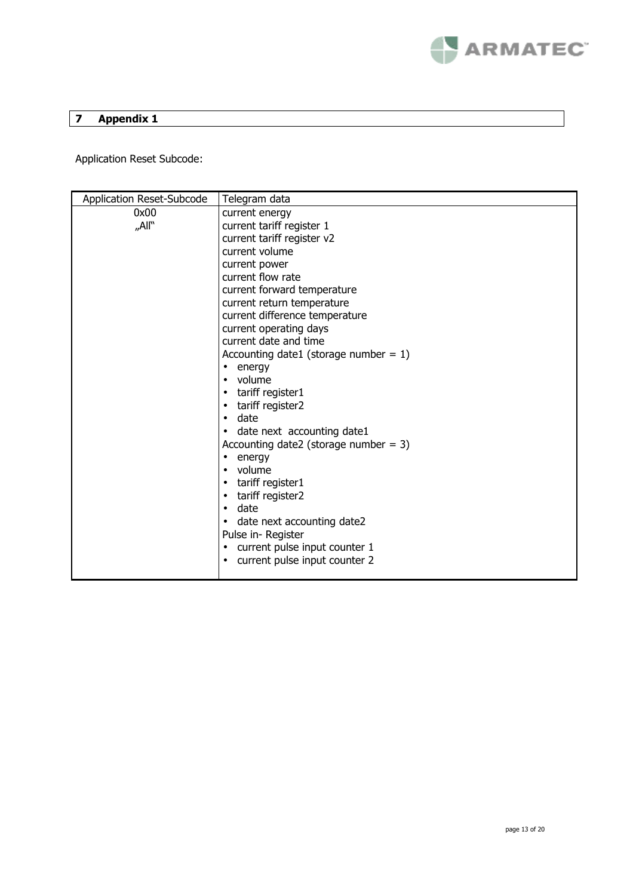## 7 Appendix 1

Application Reset Subcode:

| Application Reset-Subcode | Telegram data |
|---|---|
| 0x00<br>„All" | current energy<br>current tariff register 1<br>current tariff register v2<br>current volume<br>current power<br>current flow rate<br>current forward temperature<br>current return temperature<br>current difference temperature<br>current operating days<br>current date and time<br>Accounting date1 (storage number = 1)<br>• energy<br>• volume<br>• tariff register1<br>• tariff register2<br>• date<br>• date next accounting date1<br>Accounting date2 (storage number = 3)<br>• energy<br>• volume<br>• tariff register1<br>• tariff register2<br>• date<br>• date next accounting date2<br>Pulse in- Register<br>• current pulse input counter 1<br>• current pulse input counter 2 |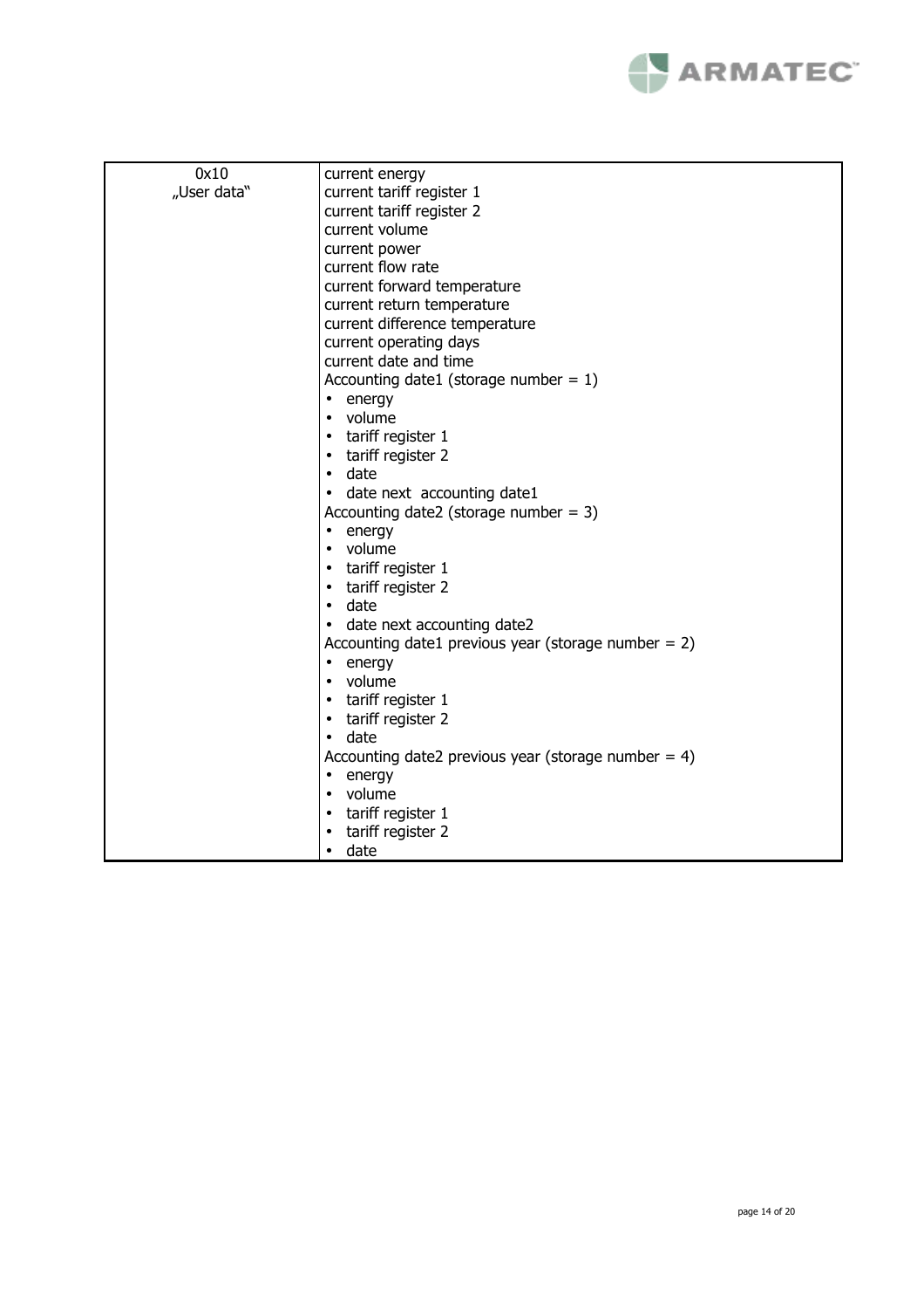| 0x10<br>„User data“ | current energy<br>current tariff register 1<br>current tariff register 2<br>current volume<br>current power<br>current flow rate<br>current forward temperature<br>current return temperature<br>current difference temperature<br>current operating days<br>current date and time<br>Accounting date1 (storage number = 1)<br>• energy<br>• volume<br>• tariff register 1<br>• tariff register 2<br>• date<br>• date next accounting date1<br>Accounting date2 (storage number = 3)<br>• energy<br>• volume<br>• tariff register 1<br>• tariff register 2<br>• date<br>• date next accounting date2<br>Accounting date1 previous year (storage number = 2)<br>• energy<br>• volume<br>• tariff register 1<br>• tariff register 2<br>• date<br>Accounting date2 previous year (storage number = 4)<br>• energy<br>• volume<br>• tariff register 1<br>• tariff register 2<br>• date |
|---|---|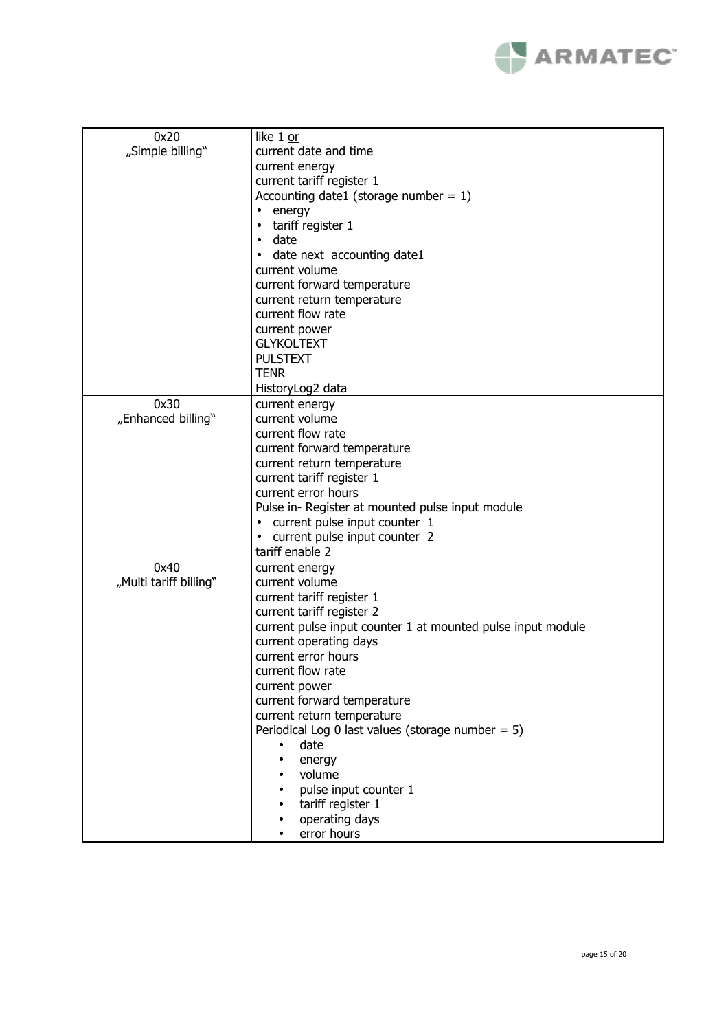| | |
|---|---|
| 0x20<br>„Simple billing" | like 1 <u>or</u><br>current date and time<br>current energy<br>current tariff register 1<br>Accounting date1 (storage number = 1)<br>• energy<br>• tariff register 1<br>• date<br>• date next accounting date1<br>current volume<br>current forward temperature<br>current return temperature<br>current flow rate<br>current power<br>GLYKOLTEXT<br>PULSTEXT<br>TENR<br>HistoryLog2 data |
| 0x30<br>„Enhanced billing" | current energy<br>current volume<br>current flow rate<br>current forward temperature<br>current return temperature<br>current tariff register 1<br>current error hours<br>Pulse in- Register at mounted pulse input module<br>• current pulse input counter 1<br>• current pulse input counter 2<br>tariff enable 2 |
| 0x40<br>„Multi tariff billing" | current energy<br>current volume<br>current tariff register 1<br>current tariff register 2<br>current pulse input counter 1 at mounted pulse input module<br>current operating days<br>current error hours<br>current flow rate<br>current power<br>current forward temperature<br>current return temperature<br>Periodical Log 0 last values (storage number = 5)<br>• date<br>• energy<br>• volume<br>• pulse input counter 1<br>• tariff register 1<br>• operating days<br>• error hours |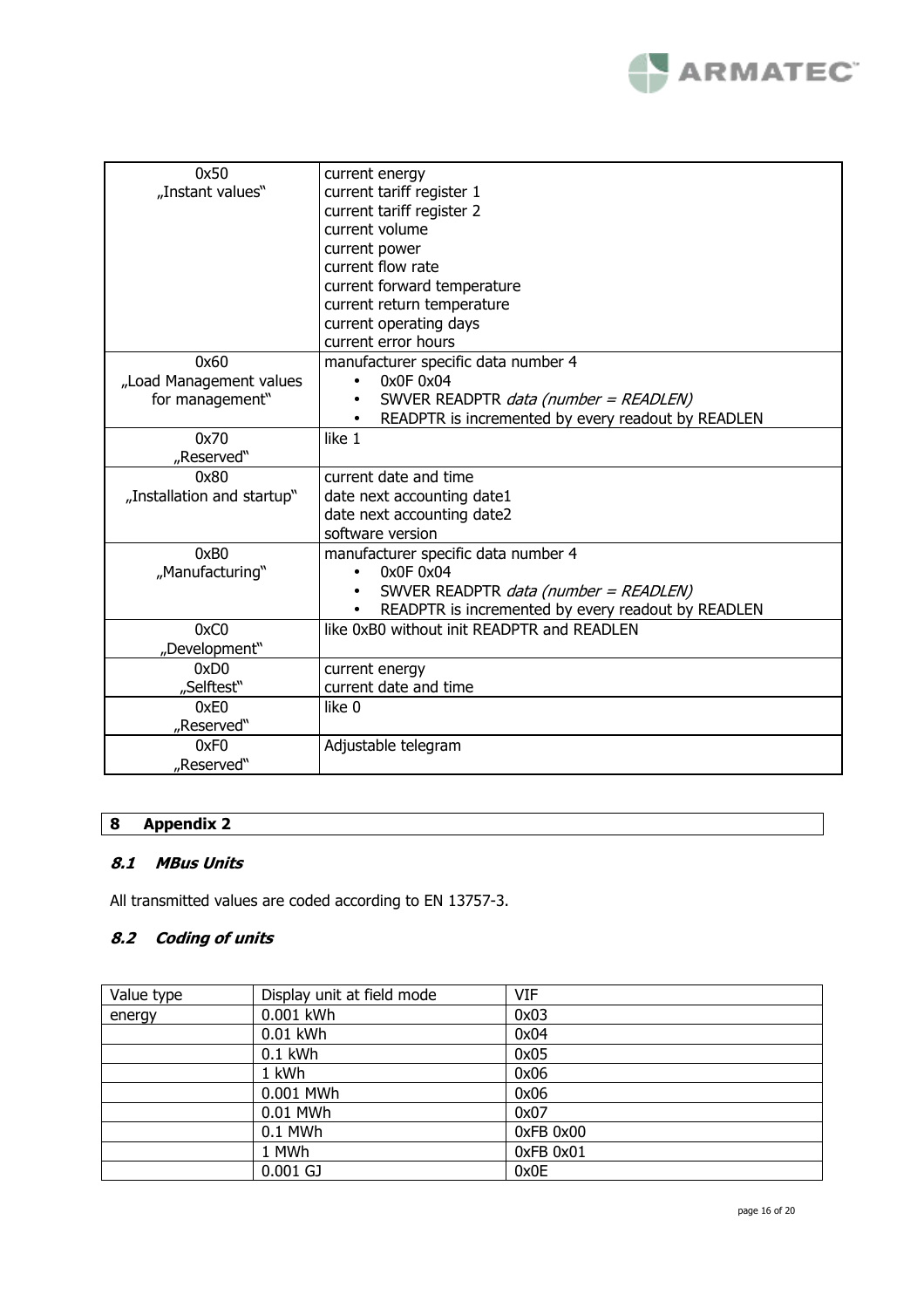| | |
|---|---|
| 0x50<br>„Instant values“ | current energy<br>current tariff register 1<br>current tariff register 2<br>current volume<br>current power<br>current flow rate<br>current forward temperature<br>current return temperature<br>current operating days<br>current error hours |
| 0x60<br>„Load Management values for management“ | manufacturer specific data number 4<br>• 0x0F 0x04<br>• SWVER READPTR *data (number = READLEN)*<br>• READPTR is incremented by every readout by READLEN |
| 0x70<br>„Reserved“ | like 1 |
| 0x80<br>„Installation and startup“ | current date and time<br>date next accounting date1<br>date next accounting date2<br>software version |
| 0xB0<br>„Manufacturing“ | manufacturer specific data number 4<br>• 0x0F 0x04<br>• SWVER READPTR *data (number = READLEN)*<br>• READPTR is incremented by every readout by READLEN |
| 0xC0<br>„Development“ | like 0xB0 without init READPTR and READLEN |
| 0xD0<br>„Selftest“ | current energy<br>current date and time |
| 0xE0<br>„Reserved“ | like 0 |
| 0xF0<br>„Reserved“ | Adjustable telegram |

# 8 Appendix 2

## *8.1 MBus Units*

All transmitted values are coded according to EN 13757-3.

## *8.2 Coding of units*

| Value type | Display unit at field mode | VIF |
|---|---|---|
| energy | 0.001 kWh | 0x03 |
| | 0.01 kWh | 0x04 |
| | 0.1 kWh | 0x05 |
| | 1 kWh | 0x06 |
| | 0.001 MWh | 0x06 |
| | 0.01 MWh | 0x07 |
| | 0.1 MWh | 0xFB 0x00 |
| | 1 MWh | 0xFB 0x01 |
| | 0.001 GJ | 0x0E |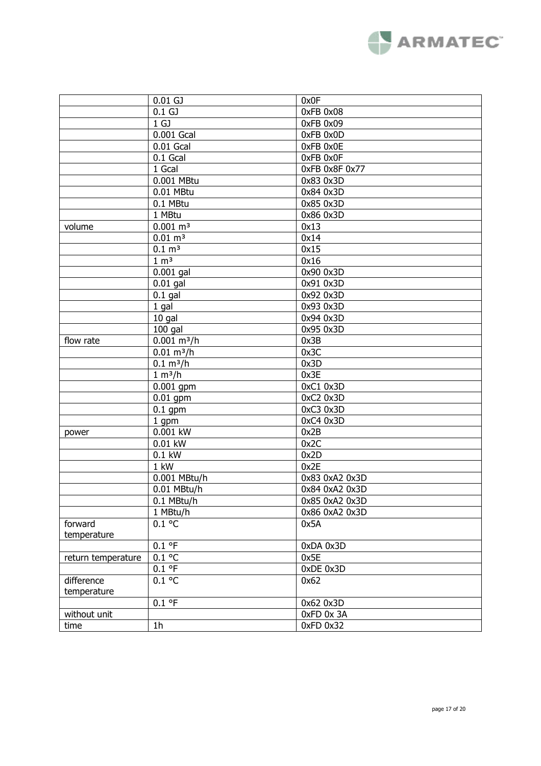| | | |
|---|---|---|
| | 0.01 GJ | 0x0F |
| | 0.1 GJ | 0xFB 0x08 |
| | 1 GJ | 0xFB 0x09 |
| | 0.001 Gcal | 0xFB 0x0D |
| | 0.01 Gcal | 0xFB 0x0E |
| | 0.1 Gcal | 0xFB 0x0F |
| | 1 Gcal | 0xFB 0x8F 0x77 |
| | 0.001 MBtu | 0x83 0x3D |
| | 0.01 MBtu | 0x84 0x3D |
| | 0.1 MBtu | 0x85 0x3D |
| | 1 MBtu | 0x86 0x3D |
| volume | 0.001 m³ | 0x13 |
| | 0.01 m³ | 0x14 |
| | 0.1 m³ | 0x15 |
| | 1 m³ | 0x16 |
| | 0.001 gal | 0x90 0x3D |
| | 0.01 gal | 0x91 0x3D |
| | 0.1 gal | 0x92 0x3D |
| | 1 gal | 0x93 0x3D |
| | 10 gal | 0x94 0x3D |
| | 100 gal | 0x95 0x3D |
| flow rate | 0.001 m³/h | 0x3B |
| | 0.01 m³/h | 0x3C |
| | 0.1 m³/h | 0x3D |
| | 1 m³/h | 0x3E |
| | 0.001 gpm | 0xC1 0x3D |
| | 0.01 gpm | 0xC2 0x3D |
| | 0.1 gpm | 0xC3 0x3D |
| | 1 gpm | 0xC4 0x3D |
| power | 0.001 kW | 0x2B |
| | 0.01 kW | 0x2C |
| | 0.1 kW | 0x2D |
| | 1 kW | 0x2E |
| | 0.001 MBtu/h | 0x83 0xA2 0x3D |
| | 0.01 MBtu/h | 0x84 0xA2 0x3D |
| | 0.1 MBtu/h | 0x85 0xA2 0x3D |
| | 1 MBtu/h | 0x86 0xA2 0x3D |
| forward temperature | 0.1 °C | 0x5A |
| | 0.1 °F | 0xDA 0x3D |
| return temperature | 0.1 °C | 0x5E |
| | 0.1 °F | 0xDE 0x3D |
| difference temperature | 0.1 °C | 0x62 |
| | 0.1 °F | 0x62 0x3D |
| without unit | | 0xFD 0x 3A |
| time | 1h | 0xFD 0x32 |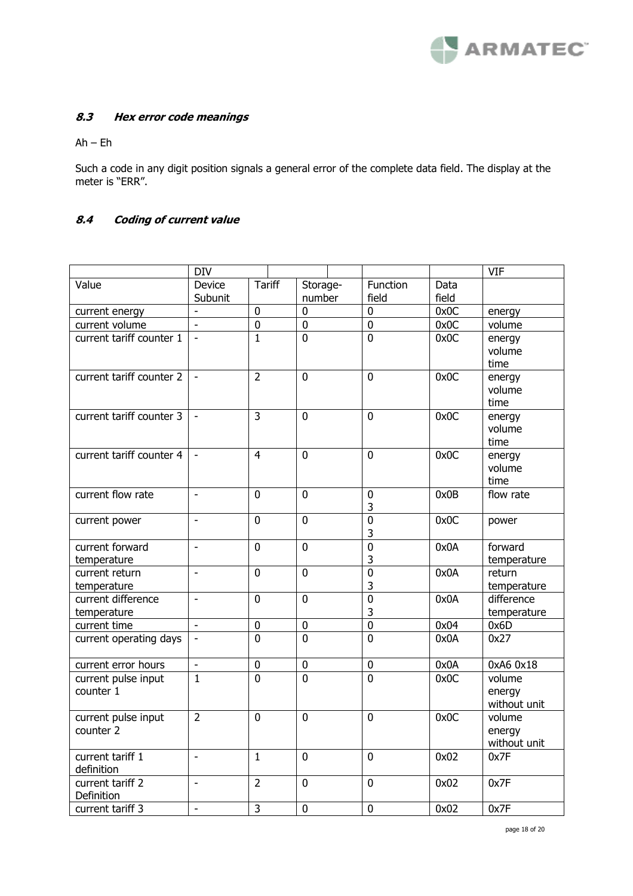### *8.3 Hex error code meanings*

Ah – Eh

Such a code in any digit position signals a general error of the complete data field. The display at the meter is "ERR".

### *8.4 Coding of current value*

| | DIV | | | | | VIF |
|---|---|---|---|---|---|---|
| Value | Device Subunit | Tariff | Storage-number | Function field | Data field | |
| current energy | - | 0 | 0 | 0 | 0x0C | energy |
| current volume | - | 0 | 0 | 0 | 0x0C | volume |
| current tariff counter 1 | - | 1 | 0 | 0 | 0x0C | energy volume time |
| current tariff counter 2 | - | 2 | 0 | 0 | 0x0C | energy volume time |
| current tariff counter 3 | - | 3 | 0 | 0 | 0x0C | energy volume time |
| current tariff counter 4 | - | 4 | 0 | 0 | 0x0C | energy volume time |
| current flow rate | - | 0 | 0 | 0 3 | 0x0B | flow rate |
| current power | - | 0 | 0 | 0 3 | 0x0C | power |
| current forward temperature | - | 0 | 0 | 0 3 | 0x0A | forward temperature |
| current return temperature | - | 0 | 0 | 0 3 | 0x0A | return temperature |
| current difference temperature | - | 0 | 0 | 0 3 | 0x0A | difference temperature |
| current time | - | 0 | 0 | 0 | 0x04 | 0x6D |
| current operating days | - | 0 | 0 | 0 | 0x0A | 0x27 |
| current error hours | - | 0 | 0 | 0 | 0x0A | 0xA6 0x18 |
| current pulse input counter 1 | 1 | 0 | 0 | 0 | 0x0C | volume energy without unit |
| current pulse input counter 2 | 2 | 0 | 0 | 0 | 0x0C | volume energy without unit |
| current tariff 1 definition | - | 1 | 0 | 0 | 0x02 | 0x7F |
| current tariff 2 Definition | - | 2 | 0 | 0 | 0x02 | 0x7F |
| current tariff 3 | - | 3 | 0 | 0 | 0x02 | 0x7F |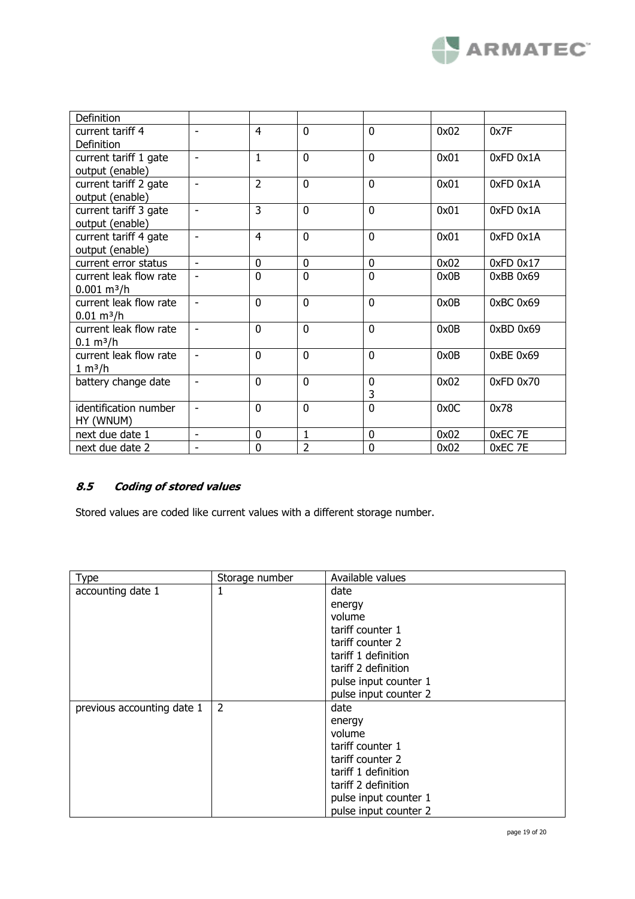| Definition | | | | | | |
|---|---|---|---|---|---|---|
| current tariff 4 Definition | - | 4 | 0 | 0 | 0x02 | 0x7F |
| current tariff 1 gate output (enable) | - | 1 | 0 | 0 | 0x01 | 0xFD 0x1A |
| current tariff 2 gate output (enable) | - | 2 | 0 | 0 | 0x01 | 0xFD 0x1A |
| current tariff 3 gate output (enable) | - | 3 | 0 | 0 | 0x01 | 0xFD 0x1A |
| current tariff 4 gate output (enable) | - | 4 | 0 | 0 | 0x01 | 0xFD 0x1A |
| current error status | - | 0 | 0 | 0 | 0x02 | 0xFD 0x17 |
| current leak flow rate 0.001 m³/h | - | 0 | 0 | 0 | 0x0B | 0xBB 0x69 |
| current leak flow rate 0.01 m³/h | - | 0 | 0 | 0 | 0x0B | 0xBC 0x69 |
| current leak flow rate 0.1 m³/h | - | 0 | 0 | 0 | 0x0B | 0xBD 0x69 |
| current leak flow rate 1 m³/h | - | 0 | 0 | 0 | 0x0B | 0xBE 0x69 |
| battery change date | - | 0 | 0 | 0 3 | 0x02 | 0xFD 0x70 |
| identification number HY (WNUM) | - | 0 | 0 | 0 | 0x0C | 0x78 |
| next due date 1 | - | 0 | 1 | 0 | 0x02 | 0xEC 7E |
| next due date 2 | - | 0 | 2 | 0 | 0x02 | 0xEC 7E |

### 8.5 *Coding of stored values*

Stored values are coded like current values with a different storage number.

| Type | Storage number | Available values |
|---|---|---|
| accounting date 1 | 1 | date<br>energy<br>volume<br>tariff counter 1<br>tariff counter 2<br>tariff 1 definition<br>tariff 2 definition<br>pulse input counter 1<br>pulse input counter 2 |
| previous accounting date 1 | 2 | date<br>energy<br>volume<br>tariff counter 1<br>tariff counter 2<br>tariff 1 definition<br>tariff 2 definition<br>pulse input counter 1<br>pulse input counter 2 |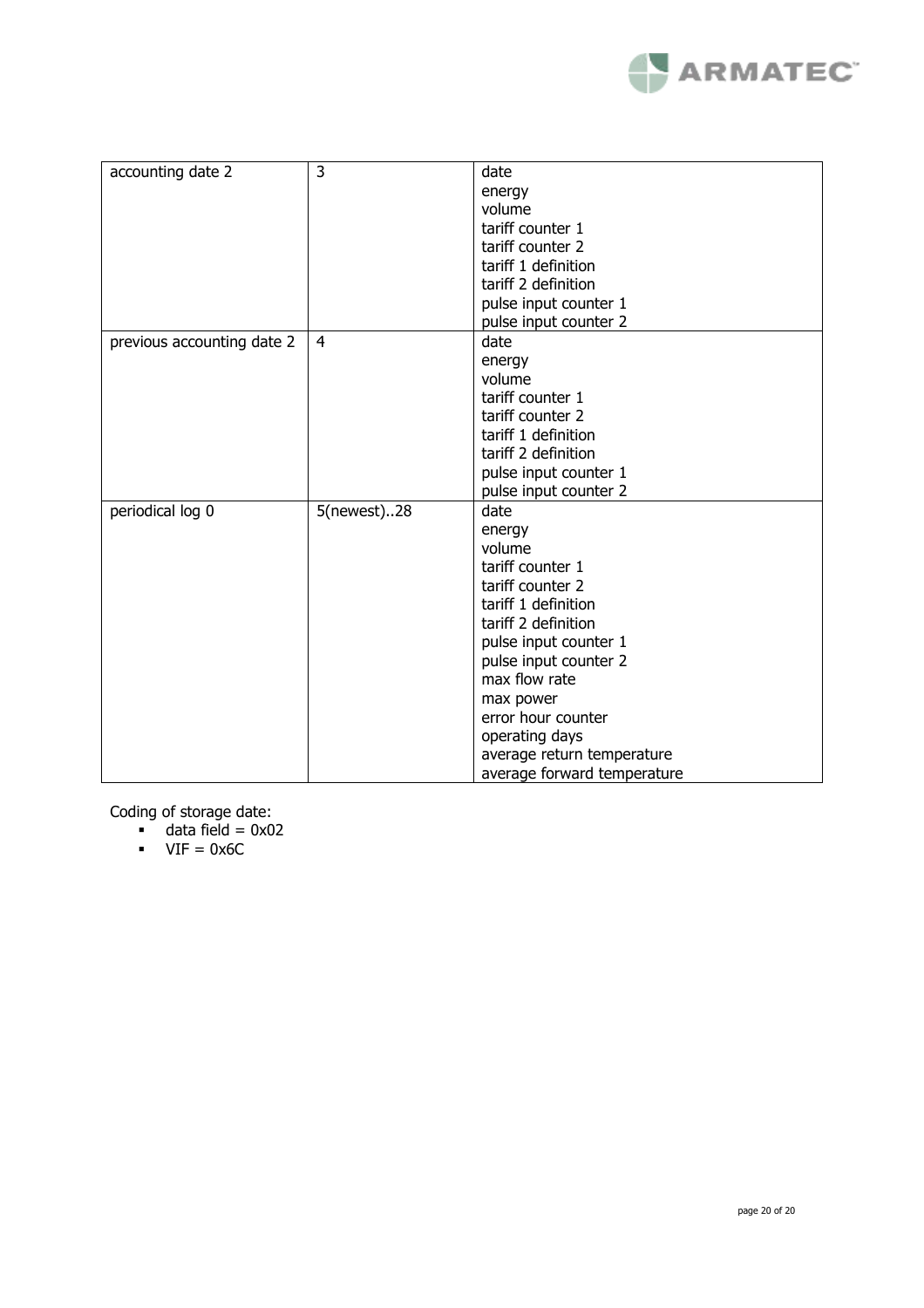| | | |
|---|---|---|
| accounting date 2 | 3 | date<br>energy<br>volume<br>tariff counter 1<br>tariff counter 2<br>tariff 1 definition<br>tariff 2 definition<br>pulse input counter 1<br>pulse input counter 2 |
| previous accounting date 2 | 4 | date<br>energy<br>volume<br>tariff counter 1<br>tariff counter 2<br>tariff 1 definition<br>tariff 2 definition<br>pulse input counter 1<br>pulse input counter 2 |
| periodical log 0 | 5(newest)..28 | date<br>energy<br>volume<br>tariff counter 1<br>tariff counter 2<br>tariff 1 definition<br>tariff 2 definition<br>pulse input counter 1<br>pulse input counter 2<br>max flow rate<br>max power<br>error hour counter<br>operating days<br>average return temperature<br>average forward temperature |

Coding of storage date:

- data field = 0x02
- VIF = 0x6C